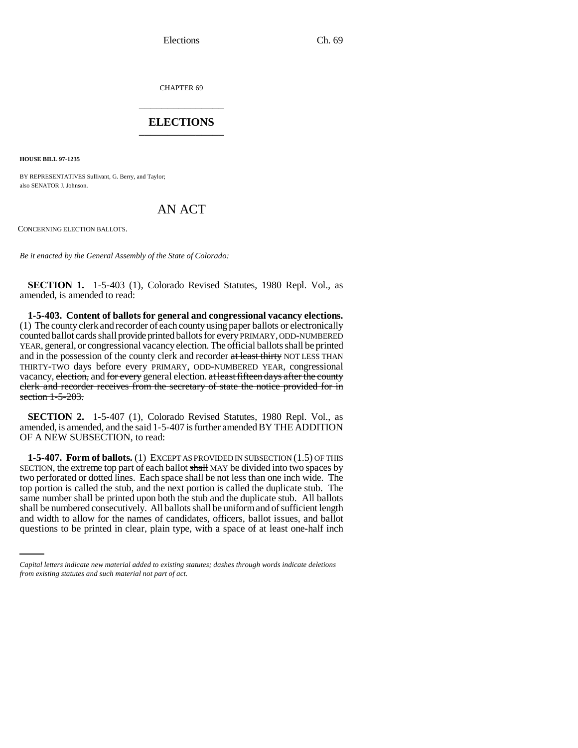CHAPTER 69

# ELECTIONS

**HOUSE BILL 97-1235**

BY REPRESENTATIVES Sullivant, G. Berry, and Taylor;
also SENATOR J. Johnson.

## AN ACT

CONCERNING ELECTION BALLOTS.

*Be it enacted by the General Assembly of the State of Colorado:*

**SECTION 1.** 1-5-403 (1), Colorado Revised Statutes, 1980 Repl. Vol., as amended, is amended to read:

**1-5-403. Content of ballots for general and congressional vacancy elections.** (1) The county clerk and recorder of each county using paper ballots or electronically counted ballot cards shall provide printed ballots for every PRIMARY, ODD-NUMBERED YEAR, general, or congressional vacancy election. The official ballots shall be printed and in the possession of the county clerk and recorder ~~at least thirty~~ NOT LESS THAN THIRTY-TWO days before every PRIMARY, ODD-NUMBERED YEAR, congressional vacancy, ~~election,~~ and ~~for every~~ general election. ~~at least fifteen days after the county clerk and recorder receives from the secretary of state the notice provided for in section 1-5-203.~~

**SECTION 2.** 1-5-407 (1), Colorado Revised Statutes, 1980 Repl. Vol., as amended, is amended, and the said 1-5-407 is further amended BY THE ADDITION OF A NEW SUBSECTION, to read:

**1-5-407. Form of ballots.** (1) EXCEPT AS PROVIDED IN SUBSECTION (1.5) OF THIS SECTION, the extreme top part of each ballot ~~shall~~ MAY be divided into two spaces by two perforated or dotted lines. Each space shall be not less than one inch wide. The top portion is called the stub, and the next portion is called the duplicate stub. The same number shall be printed upon both the stub and the duplicate stub. All ballots shall be numbered consecutively. All ballots shall be uniform and of sufficient length and width to allow for the names of candidates, officers, ballot issues, and ballot questions to be printed in clear, plain type, with a space of at least one-half inch

*Capital letters indicate new material added to existing statutes; dashes through words indicate deletions from existing statutes and such material not part of act.*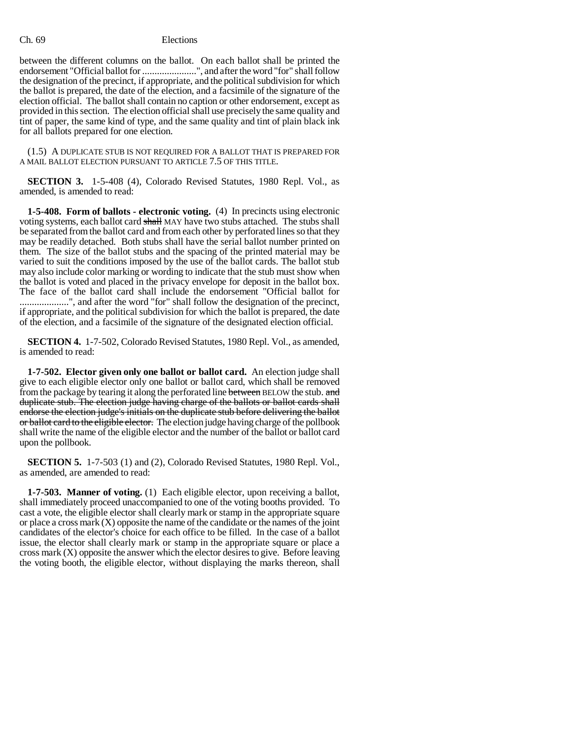between the different columns on the ballot. On each ballot shall be printed the endorsement "Official ballot for ......................", and after the word "for" shall follow the designation of the precinct, if appropriate, and the political subdivision for which the ballot is prepared, the date of the election, and a facsimile of the signature of the election official. The ballot shall contain no caption or other endorsement, except as provided in this section. The election official shall use precisely the same quality and tint of paper, the same kind of type, and the same quality and tint of plain black ink for all ballots prepared for one election.

(1.5) A DUPLICATE STUB IS NOT REQUIRED FOR A BALLOT THAT IS PREPARED FOR A MAIL BALLOT ELECTION PURSUANT TO ARTICLE 7.5 OF THIS TITLE.

**SECTION 3.** 1-5-408 (4), Colorado Revised Statutes, 1980 Repl. Vol., as amended, is amended to read:

**1-5-408. Form of ballots - electronic voting.** (4) In precincts using electronic voting systems, each ballot card ~~shall~~ MAY have two stubs attached. The stubs shall be separated from the ballot card and from each other by perforated lines so that they may be readily detached. Both stubs shall have the serial ballot number printed on them. The size of the ballot stubs and the spacing of the printed material may be varied to suit the conditions imposed by the use of the ballot cards. The ballot stub may also include color marking or wording to indicate that the stub must show when the ballot is voted and placed in the privacy envelope for deposit in the ballot box. The face of the ballot card shall include the endorsement "Official ballot for ....................", and after the word "for" shall follow the designation of the precinct, if appropriate, and the political subdivision for which the ballot is prepared, the date of the election, and a facsimile of the signature of the designated election official.

**SECTION 4.** 1-7-502, Colorado Revised Statutes, 1980 Repl. Vol., as amended, is amended to read:

**1-7-502. Elector given only one ballot or ballot card.** An election judge shall give to each eligible elector only one ballot or ballot card, which shall be removed from the package by tearing it along the perforated line ~~between~~ BELOW the stub. ~~and duplicate stub. The election judge having charge of the ballots or ballot cards shall endorse the election judge's initials on the duplicate stub before delivering the ballot or ballot card to the eligible elector.~~ The election judge having charge of the pollbook shall write the name of the eligible elector and the number of the ballot or ballot card upon the pollbook.

**SECTION 5.** 1-7-503 (1) and (2), Colorado Revised Statutes, 1980 Repl. Vol., as amended, are amended to read:

**1-7-503. Manner of voting.** (1) Each eligible elector, upon receiving a ballot, shall immediately proceed unaccompanied to one of the voting booths provided. To cast a vote, the eligible elector shall clearly mark or stamp in the appropriate square or place a cross mark (X) opposite the name of the candidate or the names of the joint candidates of the elector's choice for each office to be filled. In the case of a ballot issue, the elector shall clearly mark or stamp in the appropriate square or place a cross mark (X) opposite the answer which the elector desires to give. Before leaving the voting booth, the eligible elector, without displaying the marks thereon, shall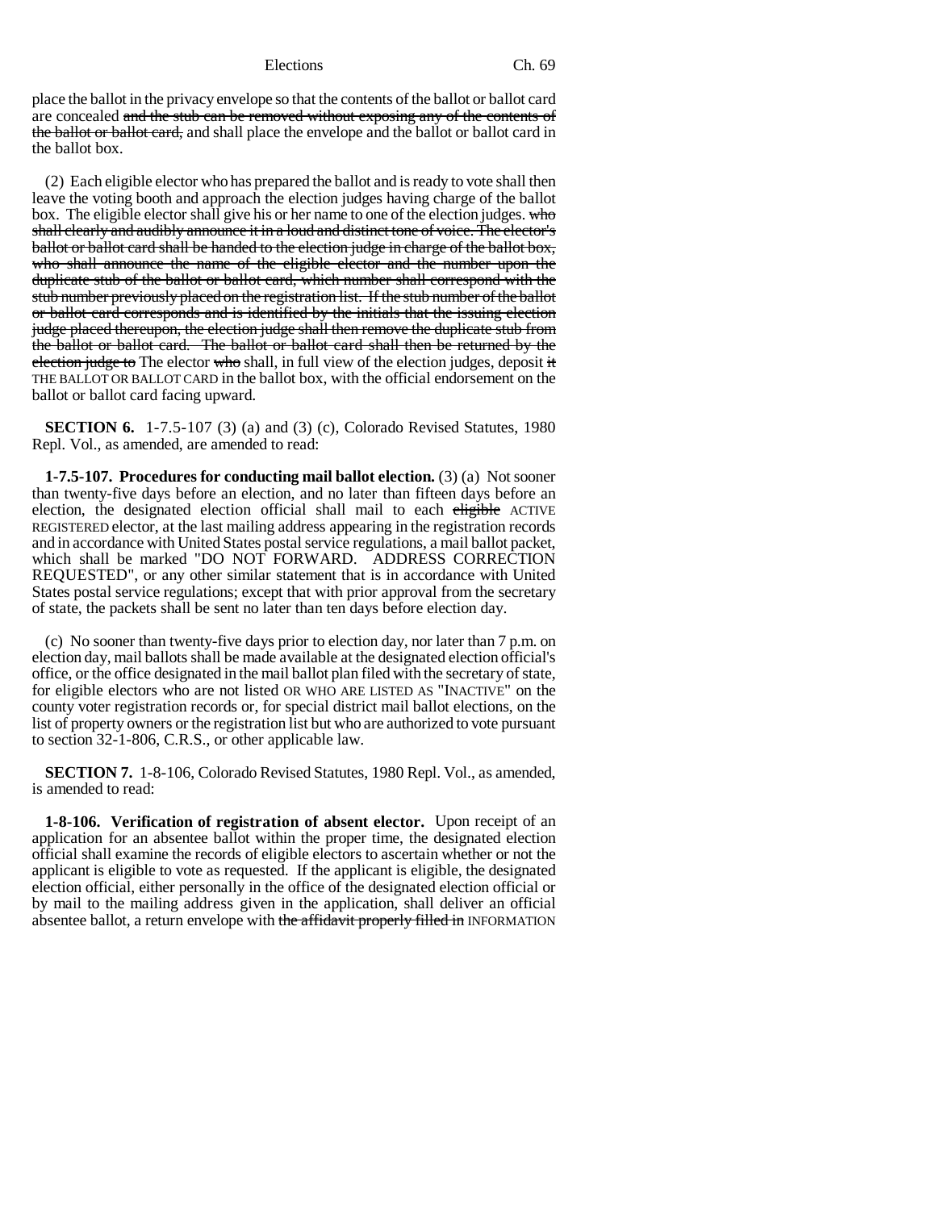place the ballot in the privacy envelope so that the contents of the ballot or ballot card are concealed ~~and the stub can be removed without exposing any of the contents of the ballot or ballot card,~~ and shall place the envelope and the ballot or ballot card in the ballot box.

(2) Each eligible elector who has prepared the ballot and is ready to vote shall then leave the voting booth and approach the election judges having charge of the ballot box. The eligible elector shall give his or her name to one of the election judges. ~~who shall clearly and audibly announce it in a loud and distinct tone of voice. The elector's ballot or ballot card shall be handed to the election judge in charge of the ballot box, who shall announce the name of the eligible elector and the number upon the duplicate stub of the ballot or ballot card, which number shall correspond with the stub number previously placed on the registration list. If the stub number of the ballot or ballot card corresponds and is identified by the initials that the issuing election judge placed thereupon, the election judge shall then remove the duplicate stub from the ballot or ballot card. The ballot or ballot card shall then be returned by the election judge to~~ The elector ~~who~~ shall, in full view of the election judges, deposit ~~it~~ THE BALLOT OR BALLOT CARD in the ballot box, with the official endorsement on the ballot or ballot card facing upward.

**SECTION 6.** 1-7.5-107 (3) (a) and (3) (c), Colorado Revised Statutes, 1980 Repl. Vol., as amended, are amended to read:

**1-7.5-107. Procedures for conducting mail ballot election.** (3) (a) Not sooner than twenty-five days before an election, and no later than fifteen days before an election, the designated election official shall mail to each ~~eligible~~ ACTIVE REGISTERED elector, at the last mailing address appearing in the registration records and in accordance with United States postal service regulations, a mail ballot packet, which shall be marked "DO NOT FORWARD. ADDRESS CORRECTION REQUESTED", or any other similar statement that is in accordance with United States postal service regulations; except that with prior approval from the secretary of state, the packets shall be sent no later than ten days before election day.

(c) No sooner than twenty-five days prior to election day, nor later than 7 p.m. on election day, mail ballots shall be made available at the designated election official's office, or the office designated in the mail ballot plan filed with the secretary of state, for eligible electors who are not listed OR WHO ARE LISTED AS "INACTIVE" on the county voter registration records or, for special district mail ballot elections, on the list of property owners or the registration list but who are authorized to vote pursuant to section 32-1-806, C.R.S., or other applicable law.

**SECTION 7.** 1-8-106, Colorado Revised Statutes, 1980 Repl. Vol., as amended, is amended to read:

**1-8-106. Verification of registration of absent elector.** Upon receipt of an application for an absentee ballot within the proper time, the designated election official shall examine the records of eligible electors to ascertain whether or not the applicant is eligible to vote as requested. If the applicant is eligible, the designated election official, either personally in the office of the designated election official or by mail to the mailing address given in the application, shall deliver an official absentee ballot, a return envelope with ~~the affidavit properly filled in~~ INFORMATION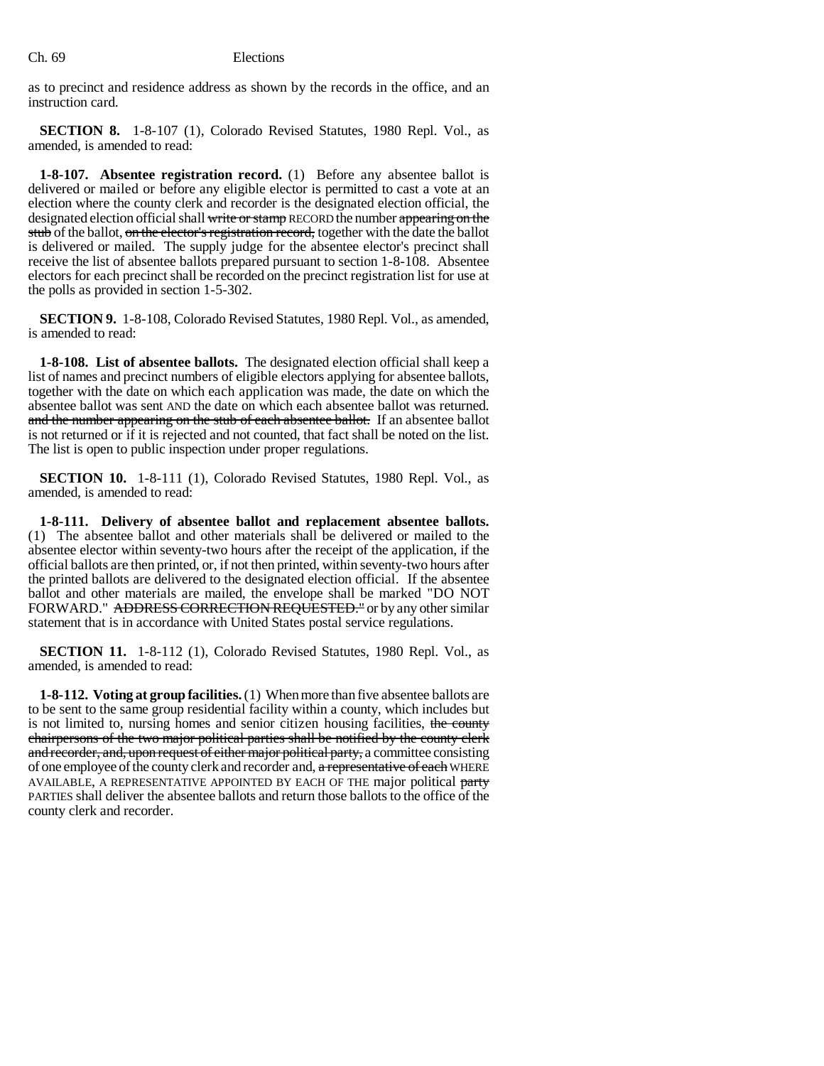as to precinct and residence address as shown by the records in the office, and an instruction card.

**SECTION 8.** 1-8-107 (1), Colorado Revised Statutes, 1980 Repl. Vol., as amended, is amended to read:

**1-8-107. Absentee registration record.** (1) Before any absentee ballot is delivered or mailed or before any eligible elector is permitted to cast a vote at an election where the county clerk and recorder is the designated election official, the designated election official shall ~~write or stamp~~ RECORD the number ~~appearing on the stub~~ of the ballot, ~~on the elector's registration record,~~ together with the date the ballot is delivered or mailed. The supply judge for the absentee elector's precinct shall receive the list of absentee ballots prepared pursuant to section 1-8-108. Absentee electors for each precinct shall be recorded on the precinct registration list for use at the polls as provided in section 1-5-302.

**SECTION 9.** 1-8-108, Colorado Revised Statutes, 1980 Repl. Vol., as amended, is amended to read:

**1-8-108. List of absentee ballots.** The designated election official shall keep a list of names and precinct numbers of eligible electors applying for absentee ballots, together with the date on which each application was made, the date on which the absentee ballot was sent AND the date on which each absentee ballot was returned. ~~and the number appearing on the stub of each absentee ballot.~~ If an absentee ballot is not returned or if it is rejected and not counted, that fact shall be noted on the list. The list is open to public inspection under proper regulations.

**SECTION 10.** 1-8-111 (1), Colorado Revised Statutes, 1980 Repl. Vol., as amended, is amended to read:

**1-8-111. Delivery of absentee ballot and replacement absentee ballots.** (1) The absentee ballot and other materials shall be delivered or mailed to the absentee elector within seventy-two hours after the receipt of the application, if the official ballots are then printed, or, if not then printed, within seventy-two hours after the printed ballots are delivered to the designated election official. If the absentee ballot and other materials are mailed, the envelope shall be marked "DO NOT FORWARD." ~~ADDRESS CORRECTION REQUESTED."~~ or by any other similar statement that is in accordance with United States postal service regulations.

**SECTION 11.** 1-8-112 (1), Colorado Revised Statutes, 1980 Repl. Vol., as amended, is amended to read:

**1-8-112. Voting at group facilities.** (1) When more than five absentee ballots are to be sent to the same group residential facility within a county, which includes but is not limited to, nursing homes and senior citizen housing facilities, ~~the county chairpersons of the two major political parties shall be notified by the county clerk and recorder, and, upon request of either major political party,~~ a committee consisting of one employee of the county clerk and recorder and, ~~a representative of each~~ WHERE AVAILABLE, A REPRESENTATIVE APPOINTED BY EACH OF THE major political ~~party~~ PARTIES shall deliver the absentee ballots and return those ballots to the office of the county clerk and recorder.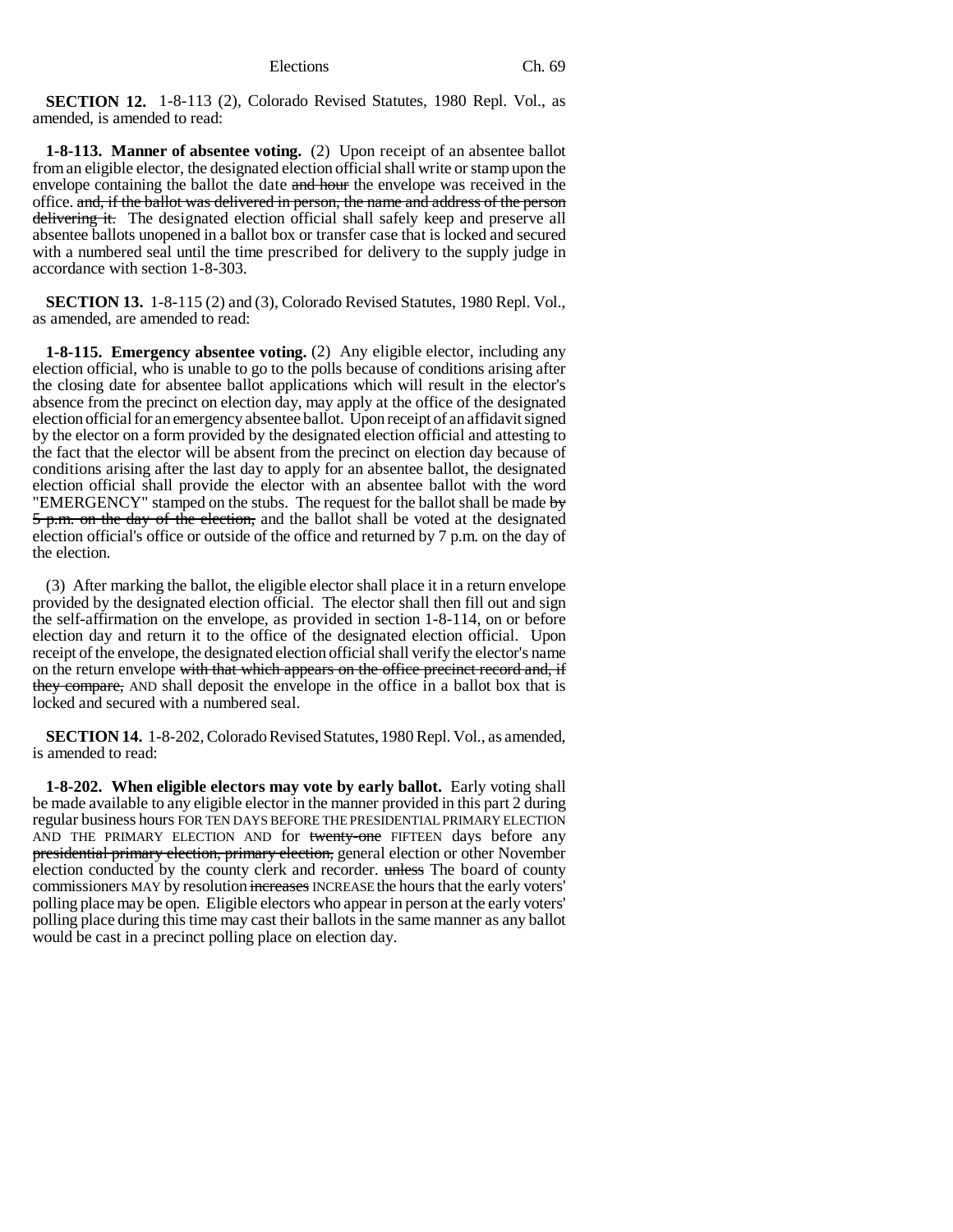**SECTION 12.** 1-8-113 (2), Colorado Revised Statutes, 1980 Repl. Vol., as amended, is amended to read:

**1-8-113. Manner of absentee voting.** (2) Upon receipt of an absentee ballot from an eligible elector, the designated election official shall write or stamp upon the envelope containing the ballot the date ~~and hour~~ the envelope was received in the office. ~~and, if the ballot was delivered in person, the name and address of the person delivering it.~~ The designated election official shall safely keep and preserve all absentee ballots unopened in a ballot box or transfer case that is locked and secured with a numbered seal until the time prescribed for delivery to the supply judge in accordance with section 1-8-303.

**SECTION 13.** 1-8-115 (2) and (3), Colorado Revised Statutes, 1980 Repl. Vol., as amended, are amended to read:

**1-8-115. Emergency absentee voting.** (2) Any eligible elector, including any election official, who is unable to go to the polls because of conditions arising after the closing date for absentee ballot applications which will result in the elector's absence from the precinct on election day, may apply at the office of the designated election official for an emergency absentee ballot. Upon receipt of an affidavit signed by the elector on a form provided by the designated election official and attesting to the fact that the elector will be absent from the precinct on election day because of conditions arising after the last day to apply for an absentee ballot, the designated election official shall provide the elector with an absentee ballot with the word "EMERGENCY" stamped on the stubs. The request for the ballot shall be made ~~by 5 p.m. on the day of the election,~~ and the ballot shall be voted at the designated election official's office or outside of the office and returned by 7 p.m. on the day of the election.

(3) After marking the ballot, the eligible elector shall place it in a return envelope provided by the designated election official. The elector shall then fill out and sign the self-affirmation on the envelope, as provided in section 1-8-114, on or before election day and return it to the office of the designated election official. Upon receipt of the envelope, the designated election official shall verify the elector's name on the return envelope ~~with that which appears on the office precinct record and, if they compare,~~ AND shall deposit the envelope in the office in a ballot box that is locked and secured with a numbered seal.

**SECTION 14.** 1-8-202, Colorado Revised Statutes, 1980 Repl. Vol., as amended, is amended to read:

**1-8-202. When eligible electors may vote by early ballot.** Early voting shall be made available to any eligible elector in the manner provided in this part 2 during regular business hours FOR TEN DAYS BEFORE THE PRESIDENTIAL PRIMARY ELECTION AND THE PRIMARY ELECTION AND for ~~twenty-one~~ FIFTEEN days before any ~~presidential primary election, primary election,~~ general election or other November election conducted by the county clerk and recorder. ~~unless~~ The board of county commissioners MAY by resolution ~~increases~~ INCREASE the hours that the early voters' polling place may be open. Eligible electors who appear in person at the early voters' polling place during this time may cast their ballots in the same manner as any ballot would be cast in a precinct polling place on election day.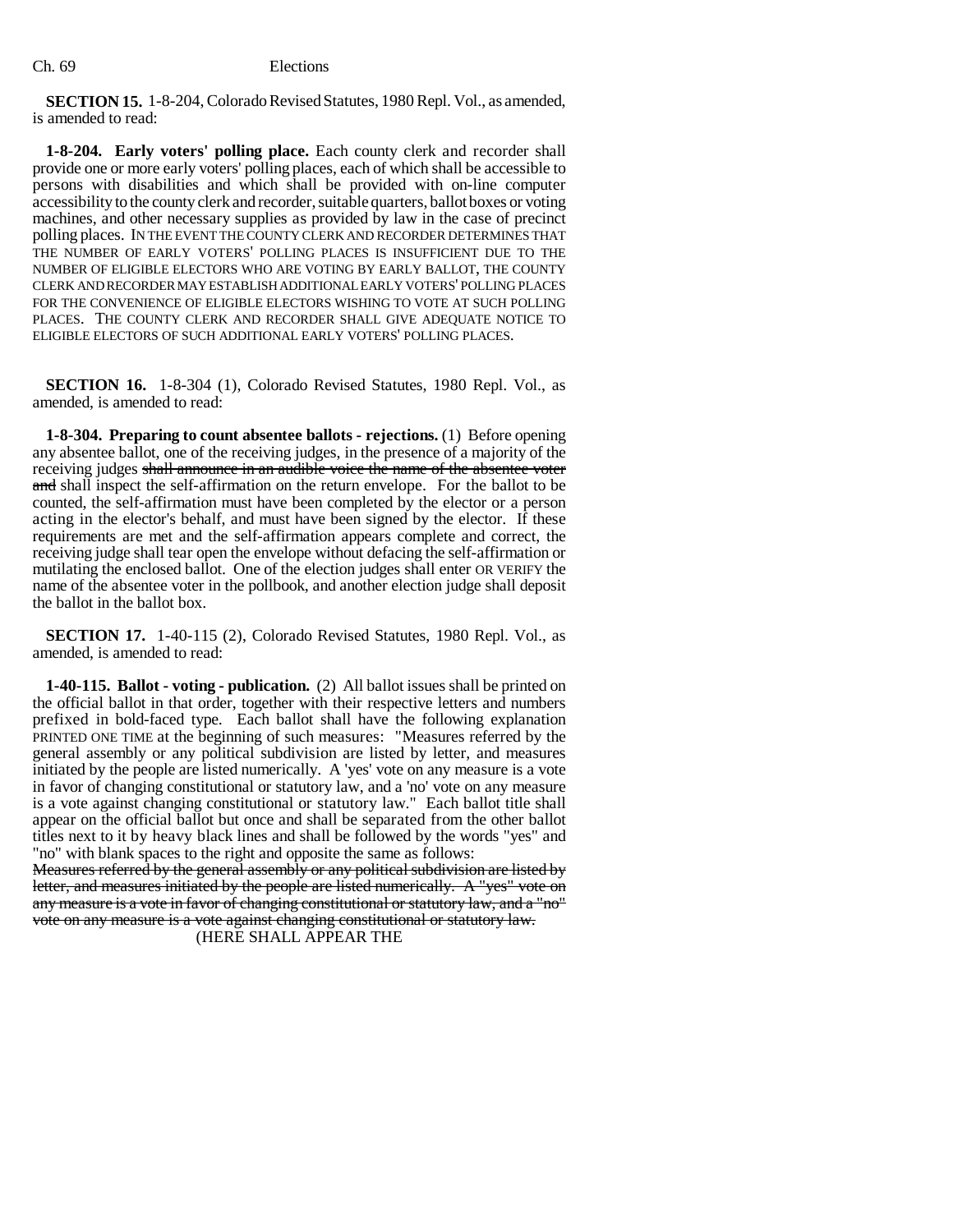**SECTION 15.** 1-8-204, Colorado Revised Statutes, 1980 Repl. Vol., as amended, is amended to read:

**1-8-204. Early voters' polling place.** Each county clerk and recorder shall provide one or more early voters' polling places, each of which shall be accessible to persons with disabilities and which shall be provided with on-line computer accessibility to the county clerk and recorder, suitable quarters, ballot boxes or voting machines, and other necessary supplies as provided by law in the case of precinct polling places. IN THE EVENT THE COUNTY CLERK AND RECORDER DETERMINES THAT THE NUMBER OF EARLY VOTERS' POLLING PLACES IS INSUFFICIENT DUE TO THE NUMBER OF ELIGIBLE ELECTORS WHO ARE VOTING BY EARLY BALLOT, THE COUNTY CLERK AND RECORDER MAY ESTABLISH ADDITIONAL EARLY VOTERS' POLLING PLACES FOR THE CONVENIENCE OF ELIGIBLE ELECTORS WISHING TO VOTE AT SUCH POLLING PLACES. THE COUNTY CLERK AND RECORDER SHALL GIVE ADEQUATE NOTICE TO ELIGIBLE ELECTORS OF SUCH ADDITIONAL EARLY VOTERS' POLLING PLACES.

**SECTION 16.** 1-8-304 (1), Colorado Revised Statutes, 1980 Repl. Vol., as amended, is amended to read:

**1-8-304. Preparing to count absentee ballots - rejections.** (1) Before opening any absentee ballot, one of the receiving judges, in the presence of a majority of the receiving judges ~~shall announce in an audible voice the name of the absentee voter and~~ shall inspect the self-affirmation on the return envelope. For the ballot to be counted, the self-affirmation must have been completed by the elector or a person acting in the elector's behalf, and must have been signed by the elector. If these requirements are met and the self-affirmation appears complete and correct, the receiving judge shall tear open the envelope without defacing the self-affirmation or mutilating the enclosed ballot. One of the election judges shall enter OR VERIFY the name of the absentee voter in the pollbook, and another election judge shall deposit the ballot in the ballot box.

**SECTION 17.** 1-40-115 (2), Colorado Revised Statutes, 1980 Repl. Vol., as amended, is amended to read:

**1-40-115. Ballot - voting - publication.** (2) All ballot issues shall be printed on the official ballot in that order, together with their respective letters and numbers prefixed in bold-faced type. Each ballot shall have the following explanation PRINTED ONE TIME at the beginning of such measures: "Measures referred by the general assembly or any political subdivision are listed by letter, and measures initiated by the people are listed numerically. A 'yes' vote on any measure is a vote in favor of changing constitutional or statutory law, and a 'no' vote on any measure is a vote against changing constitutional or statutory law." Each ballot title shall appear on the official ballot but once and shall be separated from the other ballot titles next to it by heavy black lines and shall be followed by the words "yes" and "no" with blank spaces to the right and opposite the same as follows:
~~Measures referred by the general assembly or any political subdivision are listed by letter, and measures initiated by the people are listed numerically. A "yes" vote on any measure is a vote in favor of changing constitutional or statutory law, and a "no" vote on any measure is a vote against changing constitutional or statutory law.~~

(HERE SHALL APPEAR THE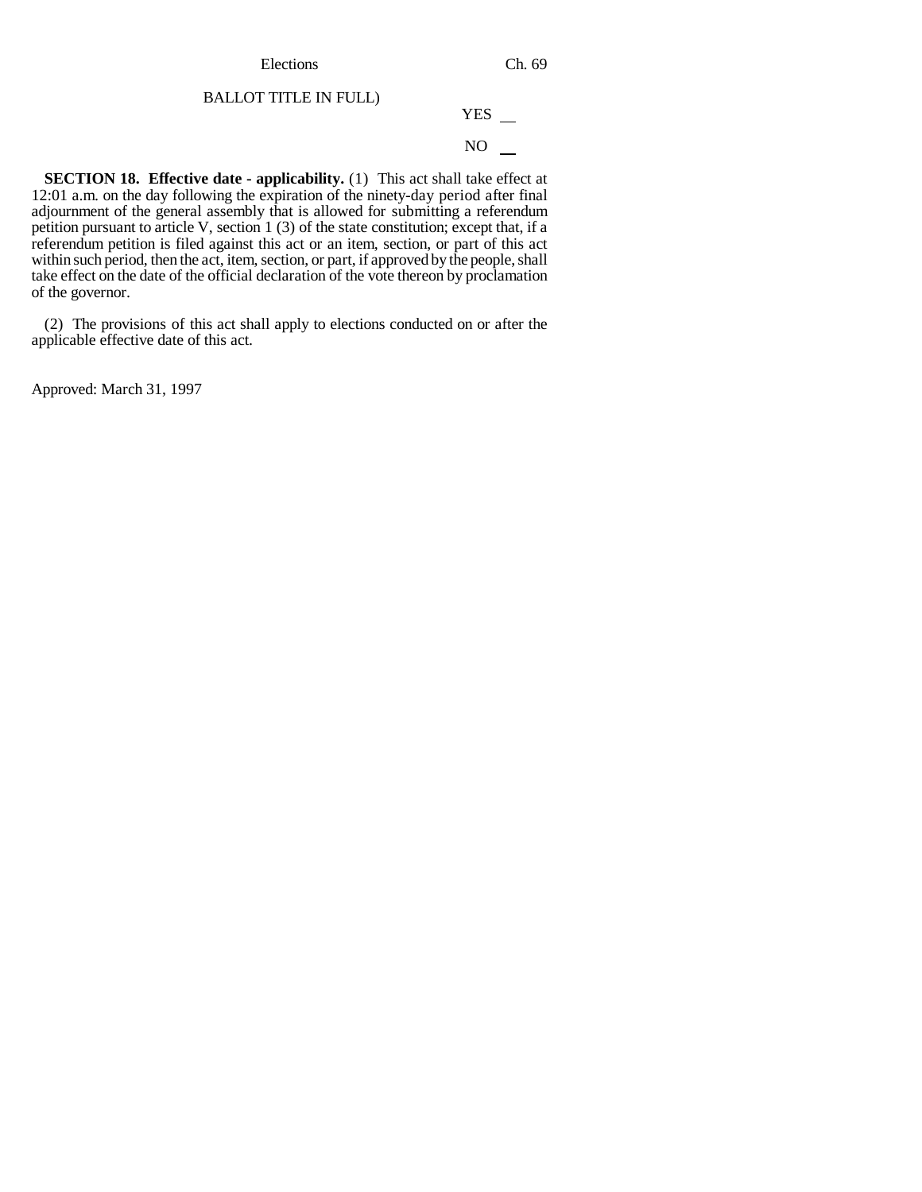BALLOT TITLE IN FULL)

YES \_\_

NO \_\_

**SECTION 18. Effective date - applicability.** (1) This act shall take effect at 12:01 a.m. on the day following the expiration of the ninety-day period after final adjournment of the general assembly that is allowed for submitting a referendum petition pursuant to article V, section 1 (3) of the state constitution; except that, if a referendum petition is filed against this act or an item, section, or part of this act within such period, then the act, item, section, or part, if approved by the people, shall take effect on the date of the official declaration of the vote thereon by proclamation of the governor.

(2) The provisions of this act shall apply to elections conducted on or after the applicable effective date of this act.

Approved: March 31, 1997